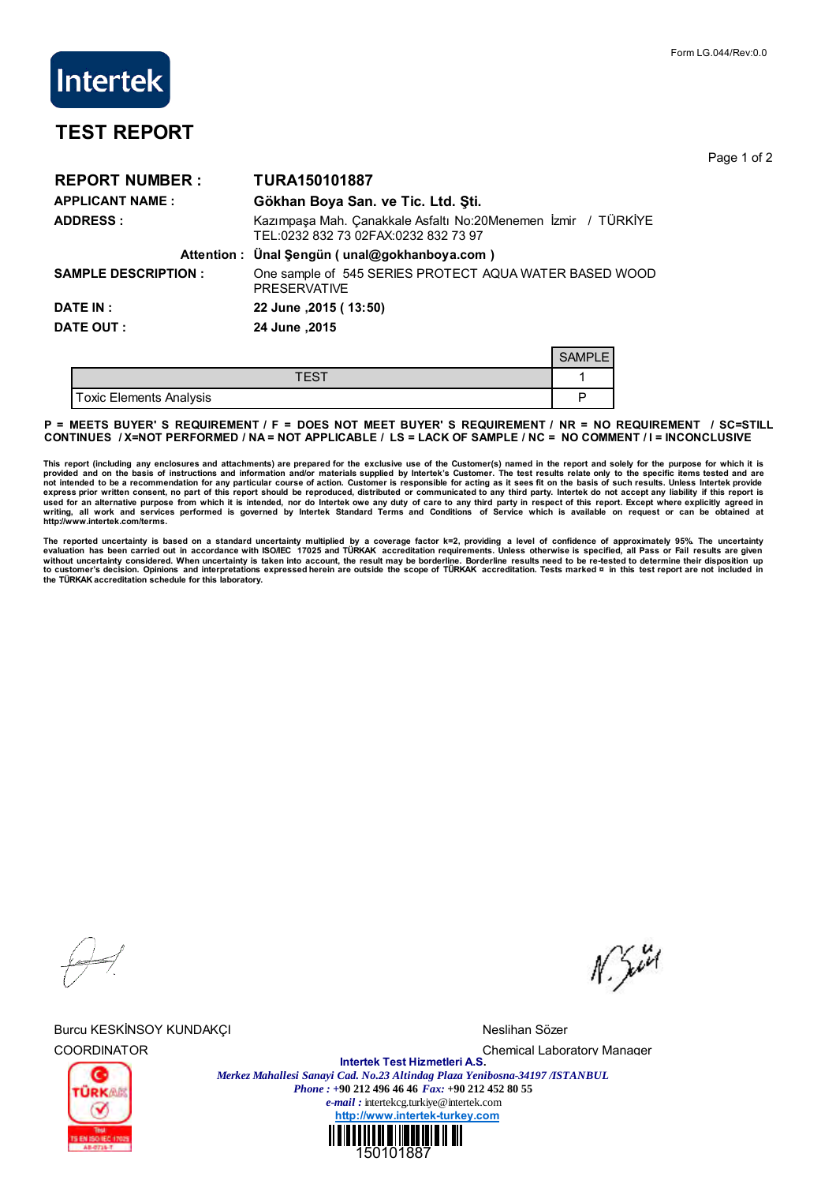Form LG.044/Rev:0.0

Intertek

# TEST REPORT

**REPORT NUMBER :** **TURA150101887**

**APPLICANT NAME :** **Gökhan Boya San. ve Tic. Ltd. Şti.**

**ADDRESS :** Kazımpaşa Mah. Çanakkale Asfaltı No:20Menemen İzmir / TÜRKİYE
TEL:0232 832 73 02FAX:0232 832 73 97

**Attention :** **Ünal Şengün ( unal@gokhanboya.com )**

**SAMPLE DESCRIPTION :** One sample of 545 SERIES PROTECT AQUA WATER BASED WOOD PRESERVATIVE

**DATE IN :** **22 June ,2015 ( 13:50)**

**DATE OUT :** **24 June ,2015**

| TEST | SAMPLE |
|---|---|
| | 1 |
| Toxic Elements Analysis | P |

**P = MEETS BUYER' S REQUIREMENT / F = DOES NOT MEET BUYER' S REQUIREMENT / NR = NO REQUIREMENT / SC=STILL CONTINUES / X=NOT PERFORMED / NA = NOT APPLICABLE / LS = LACK OF SAMPLE / NC = NO COMMENT / I = INCONCLUSIVE**

**This report (including any enclosures and attachments) are prepared for the exclusive use of the Customer(s) named in the report and solely for the purpose for which it is provided and on the basis of instructions and information and/or materials supplied by Intertek's Customer. The test results relate only to the specific items tested and are not intended to be a recommendation for any particular course of action. Customer is responsible for acting as it sees fit on the basis of such results. Unless Intertek provide express prior written consent, no part of this report should be reproduced, distributed or communicated to any third party. Intertek do not accept any liability if this report is used for an alternative purpose from which it is intended, nor do Intertek owe any duty of care to any third party in respect of this report. Except where explicitly agreed in writing, all work and services performed is governed by Intertek Standard Terms and Conditions of Service which is available on request or can be obtained at http://www.intertek.com/terms.**

**The reported uncertainty is based on a standard uncertainty multiplied by a coverage factor k=2, providing a level of confidence of approximately 95%. The uncertainty evaluation has been carried out in accordance with ISO/IEC 17025 and TÜRKAK accreditation requirements. Unless otherwise is specified, all Pass or Fail results are given without uncertainty considered. When uncertainty is taken into account, the result may be borderline. Borderline results need to be re-tested to determine their disposition up to customer's decision. Opinions and interpretations expressed herein are outside the scope of TÜRKAK accreditation. Tests marked ¤ in this test report are not included in the TÜRKAK accreditation schedule for this laboratory.**

Burcu KESKİNSOY KUNDAKÇI
COORDINATOR

Neslihan Sözer
Chemical Laboratory Manager

**Intertek Test Hizmetleri A.S.**
*Merkez Mahallesi Sanayi Cad. No.23 Altindag Plaza Yenibosna-34197 /ISTANBUL*
*Phone :* **+90 212 496 46 46** *Fax:* **+90 212 452 80 55**
*e-mail :* intertekcg.turkiye@intertek.com
http://www.intertek-turkey.com

150101887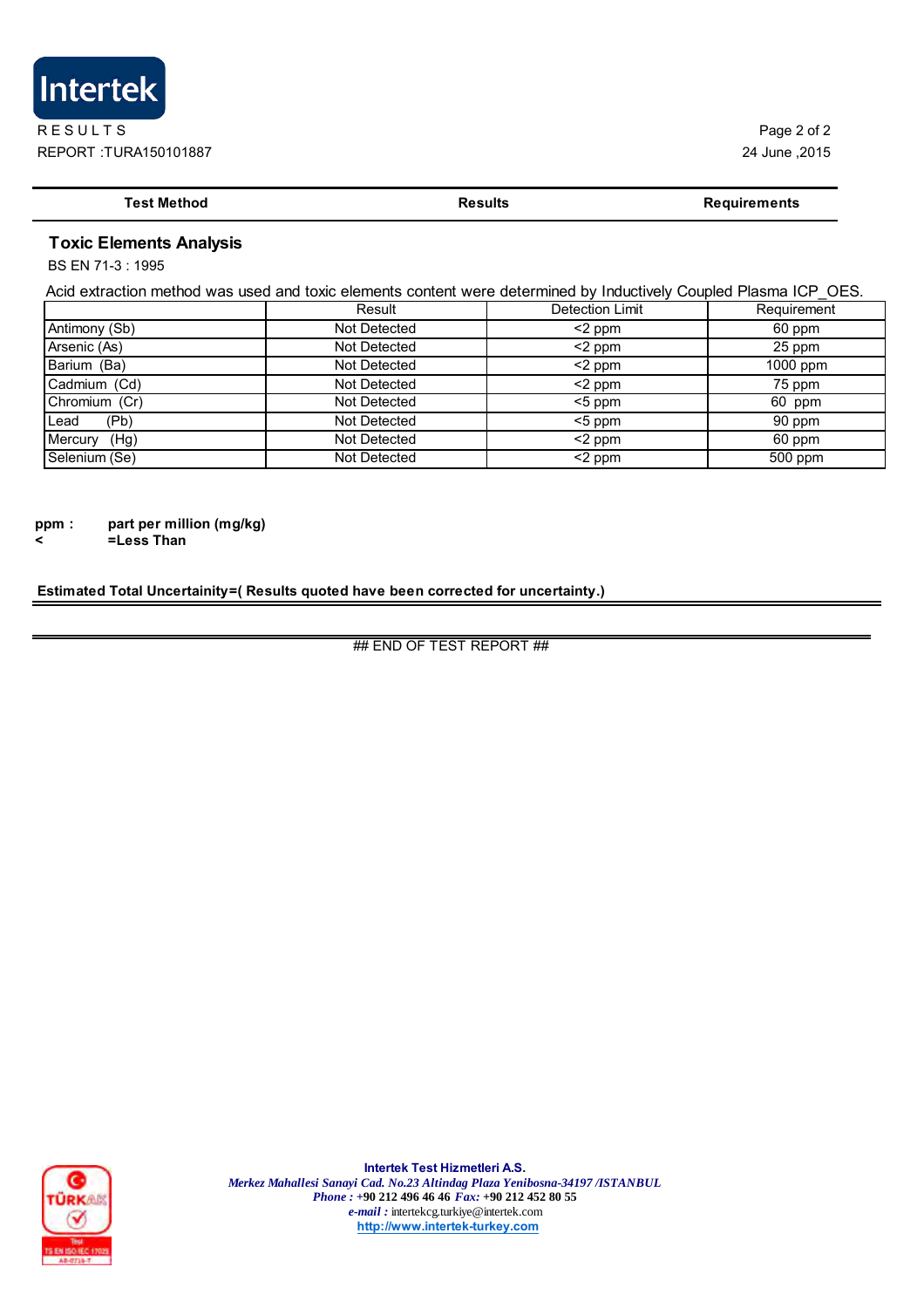Intertek

RESULTS

REPORT :TURA150101887

24 June ,2015

| Test Method | Results | Requirements |
|---|---|---|

## Toxic Elements Analysis

BS EN 71-3 : 1995

Acid extraction method was used and toxic elements content were determined by Inductively Coupled Plasma ICP_OES.

| | Result | Detection Limit | Requirement |
|---|---|---|---|
| Antimony (Sb) | Not Detected | <2 ppm | 60 ppm |
| Arsenic (As) | Not Detected | <2 ppm | 25 ppm |
| Barium (Ba) | Not Detected | <2 ppm | 1000 ppm |
| Cadmium (Cd) | Not Detected | <2 ppm | 75 ppm |
| Chromium (Cr) | Not Detected | <5 ppm | 60 ppm |
| Lead (Pb) | Not Detected | <5 ppm | 90 ppm |
| Mercury (Hg) | Not Detected | <2 ppm | 60 ppm |
| Selenium (Se) | Not Detected | <2 ppm | 500 ppm |

**ppm :** **part per million (mg/kg)**
**<** **=Less Than**

**Estimated Total Uncertainity=( Results quoted have been corrected for uncertainty.)**

## END OF TEST REPORT ##

**Intertek Test Hizmetleri A.S.**
*Merkez Mahallesi Sanayi Cad. No.23 Altindag Plaza Yenibosna-34197 /ISTANBUL*
*Phone :* +90 212 496 46 46 *Fax:* +90 212 452 80 55
*e-mail :* intertekcg.turkiye@intertek.com
http://www.intertek-turkey.com

TÜRKAK Test TS EN ISO/IEC 17025 AB-0716-T